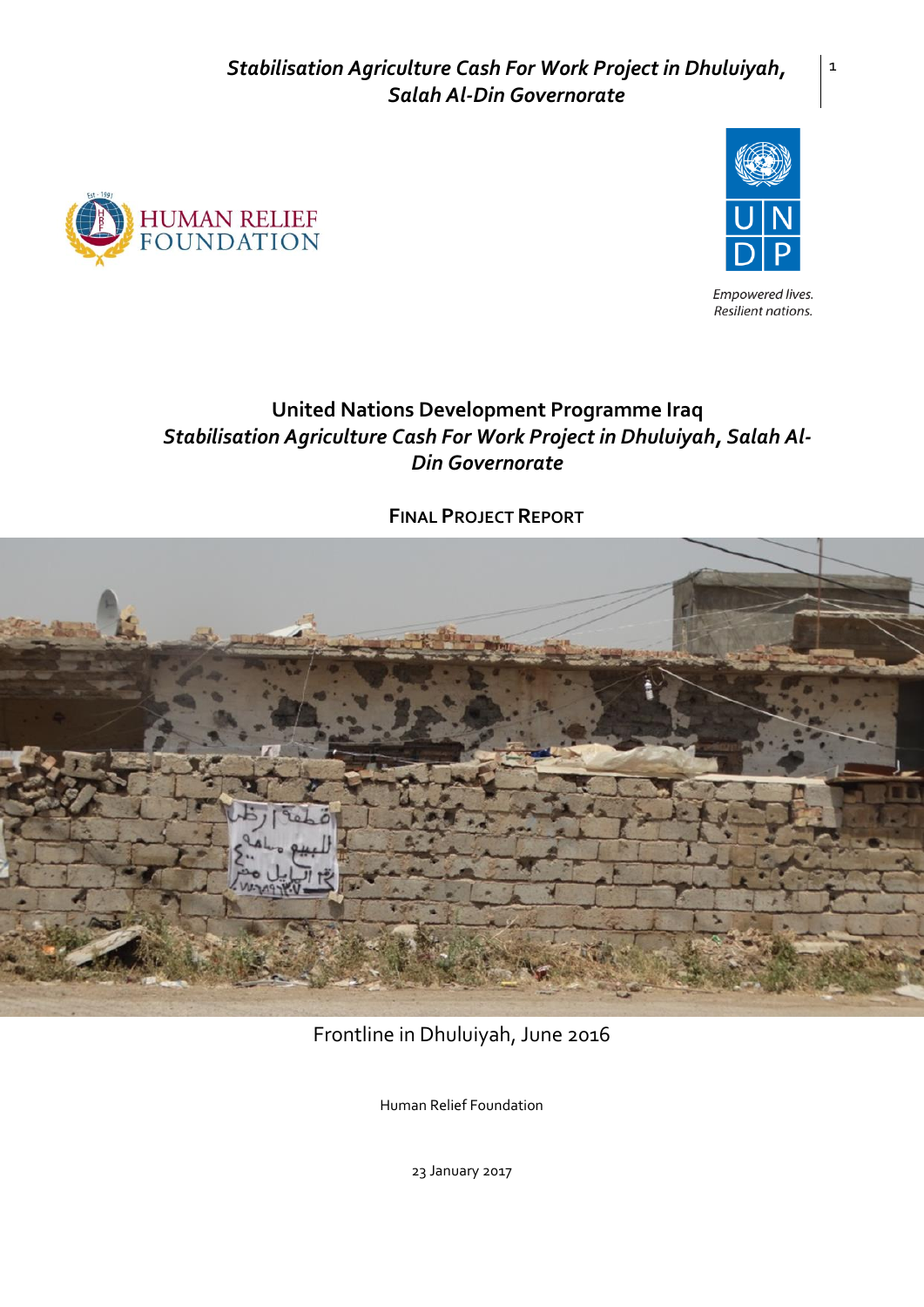# United Nations Development Programme Iraq

## *Stabilisation Agriculture Cash For Work Project in Dhuluiyah, Salah Al-Din Governorate*

**FINAL PROJECT REPORT**

Frontline in Dhuluiyah, June 2016

Human Relief Foundation

23 January 2017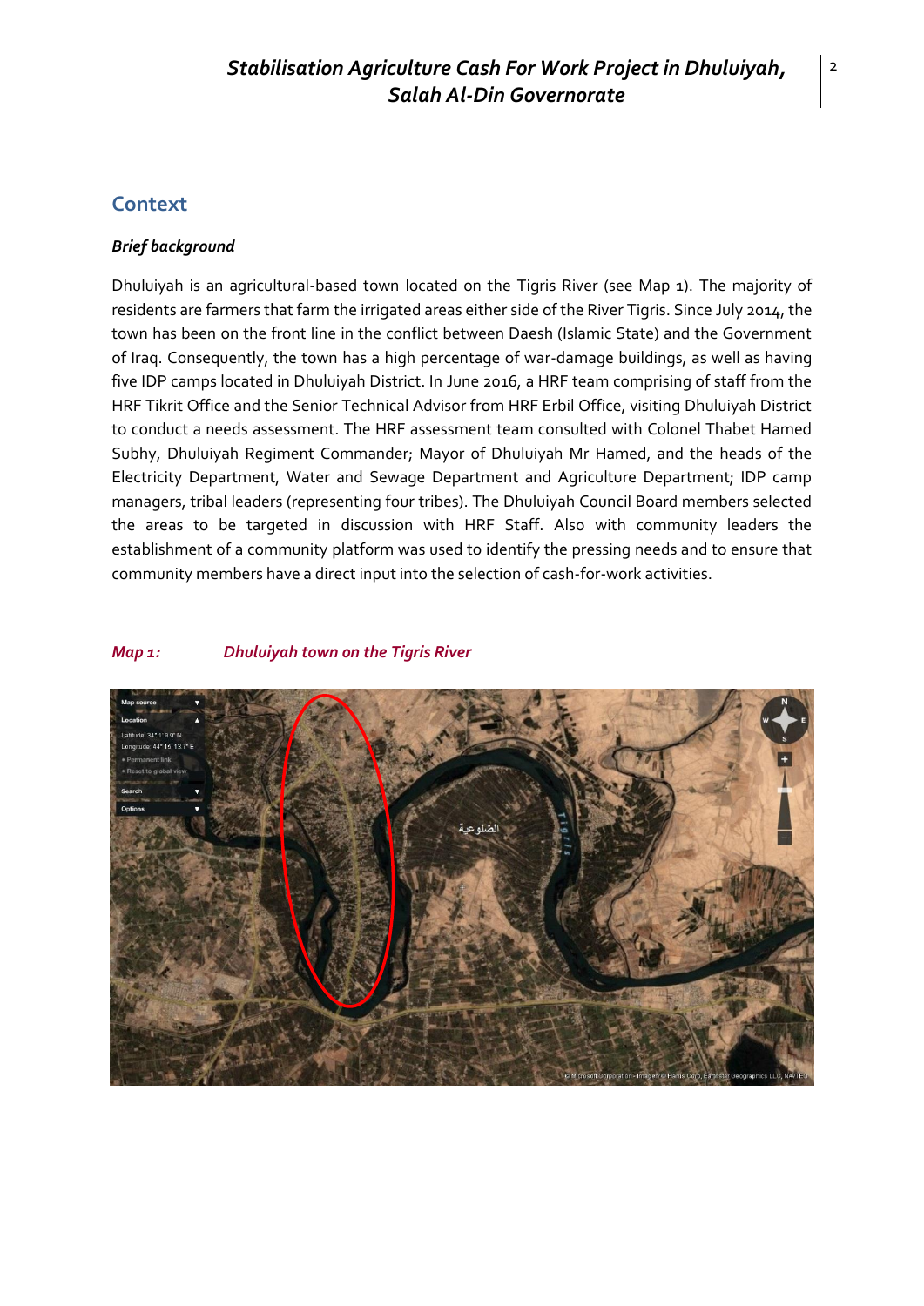## Context

### *Brief background*

Dhuluiyah is an agricultural-based town located on the Tigris River (see Map 1). The majority of residents are farmers that farm the irrigated areas either side of the River Tigris. Since July 2014, the town has been on the front line in the conflict between Daesh (Islamic State) and the Government of Iraq. Consequently, the town has a high percentage of war-damage buildings, as well as having five IDP camps located in Dhuluiyah District. In June 2016, a HRF team comprising of staff from the HRF Tikrit Office and the Senior Technical Advisor from HRF Erbil Office, visiting Dhuluiyah District to conduct a needs assessment. The HRF assessment team consulted with Colonel Thabet Hamed Subhy, Dhuluiyah Regiment Commander; Mayor of Dhuluiyah Mr Hamed, and the heads of the Electricity Department, Water and Sewage Department and Agriculture Department; IDP camp managers, tribal leaders (representing four tribes). The Dhuluiyah Council Board members selected the areas to be targeted in discussion with HRF Staff. Also with community leaders the establishment of a community platform was used to identify the pressing needs and to ensure that community members have a direct input into the selection of cash-for-work activities.

***Map 1: Dhuluiyah town on the Tigris River***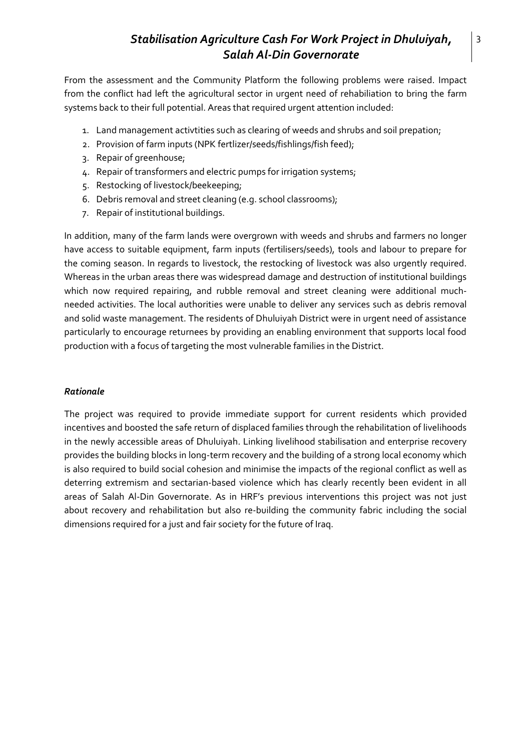From the assessment and the Community Platform the following problems were raised. Impact from the conflict had left the agricultural sector in urgent need of rehabiliation to bring the farm systems back to their full potential. Areas that required urgent attention included:

1. Land management activtities such as clearing of weeds and shrubs and soil prepation;
2. Provision of farm inputs (NPK fertlizer/seeds/fishlings/fish feed);
3. Repair of greenhouse;
4. Repair of transformers and electric pumps for irrigation systems;
5. Restocking of livestock/beekeeping;
6. Debris removal and street cleaning (e.g. school classrooms);
7. Repair of institutional buildings.

In addition, many of the farm lands were overgrown with weeds and shrubs and farmers no longer have access to suitable equipment, farm inputs (fertilisers/seeds), tools and labour to prepare for the coming season. In regards to livestock, the restocking of livestock was also urgently required. Whereas in the urban areas there was widespread damage and destruction of institutional buildings which now required repairing, and rubble removal and street cleaning were additional much-needed activities. The local authorities were unable to deliver any services such as debris removal and solid waste management. The residents of Dhuluiyah District were in urgent need of assistance particularly to encourage returnees by providing an enabling environment that supports local food production with a focus of targeting the most vulnerable families in the District.

### *Rationale*

The project was required to provide immediate support for current residents which provided incentives and boosted the safe return of displaced families through the rehabilitation of livelihoods in the newly accessible areas of Dhuluiyah. Linking livelihood stabilisation and enterprise recovery provides the building blocks in long-term recovery and the building of a strong local economy which is also required to build social cohesion and minimise the impacts of the regional conflict as well as deterring extremism and sectarian-based violence which has clearly recently been evident in all areas of Salah Al-Din Governorate. As in HRF's previous interventions this project was not just about recovery and rehabilitation but also re-building the community fabric including the social dimensions required for a just and fair society for the future of Iraq.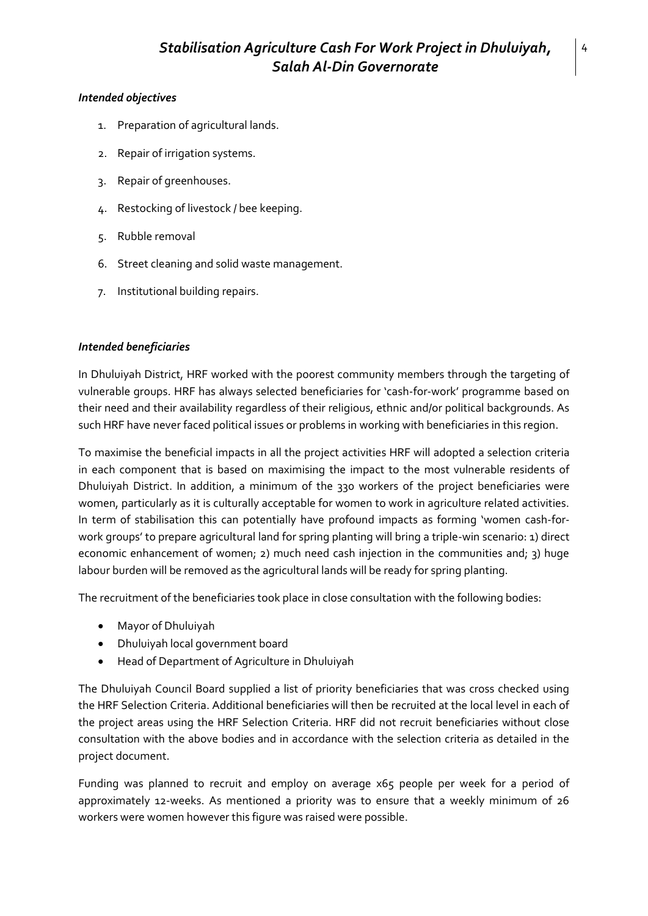### *Intended objectives*

1. Preparation of agricultural lands.
2. Repair of irrigation systems.
3. Repair of greenhouses.
4. Restocking of livestock / bee keeping.
5. Rubble removal
6. Street cleaning and solid waste management.
7. Institutional building repairs.

### *Intended beneficiaries*

In Dhuluiyah District, HRF worked with the poorest community members through the targeting of vulnerable groups. HRF has always selected beneficiaries for 'cash-for-work' programme based on their need and their availability regardless of their religious, ethnic and/or political backgrounds. As such HRF have never faced political issues or problems in working with beneficiaries in this region.

To maximise the beneficial impacts in all the project activities HRF will adopted a selection criteria in each component that is based on maximising the impact to the most vulnerable residents of Dhuluiyah District. In addition, a minimum of the 330 workers of the project beneficiaries were women, particularly as it is culturally acceptable for women to work in agriculture related activities. In term of stabilisation this can potentially have profound impacts as forming 'women cash-for-work groups' to prepare agricultural land for spring planting will bring a triple-win scenario: 1) direct economic enhancement of women; 2) much need cash injection in the communities and; 3) huge labour burden will be removed as the agricultural lands will be ready for spring planting.

The recruitment of the beneficiaries took place in close consultation with the following bodies:

- Mayor of Dhuluiyah
- Dhuluiyah local government board
- Head of Department of Agriculture in Dhuluiyah

The Dhuluiyah Council Board supplied a list of priority beneficiaries that was cross checked using the HRF Selection Criteria. Additional beneficiaries will then be recruited at the local level in each of the project areas using the HRF Selection Criteria. HRF did not recruit beneficiaries without close consultation with the above bodies and in accordance with the selection criteria as detailed in the project document.

Funding was planned to recruit and employ on average x65 people per week for a period of approximately 12-weeks. As mentioned a priority was to ensure that a weekly minimum of 26 workers were women however this figure was raised were possible.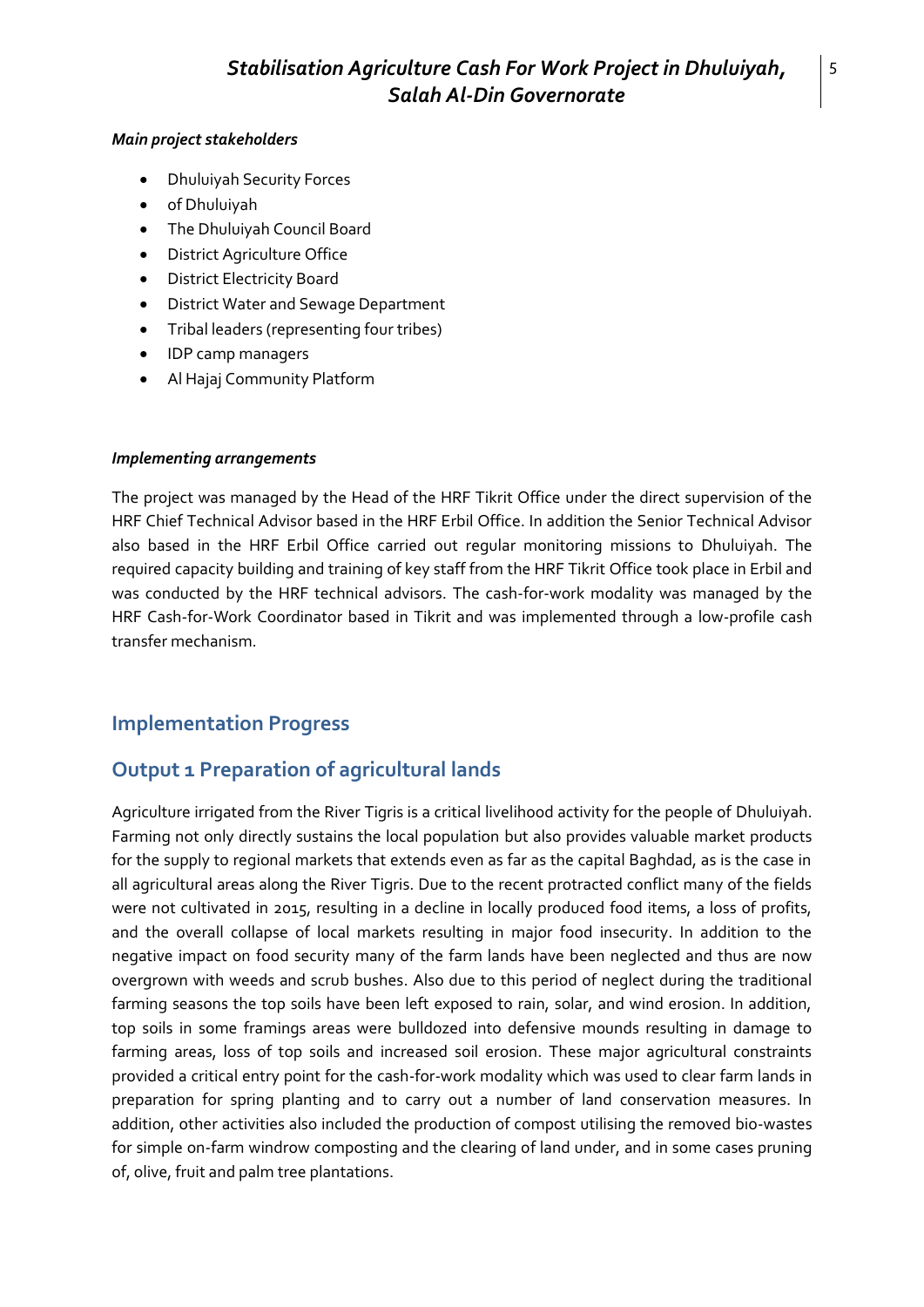***Main project stakeholders***

- Dhuluiyah Security Forces
- of Dhuluiyah
- The Dhuluiyah Council Board
- District Agriculture Office
- District Electricity Board
- District Water and Sewage Department
- Tribal leaders (representing four tribes)
- IDP camp managers
- Al Hajaj Community Platform

***Implementing arrangements***

The project was managed by the Head of the HRF Tikrit Office under the direct supervision of the HRF Chief Technical Advisor based in the HRF Erbil Office. In addition the Senior Technical Advisor also based in the HRF Erbil Office carried out regular monitoring missions to Dhuluiyah. The required capacity building and training of key staff from the HRF Tikrit Office took place in Erbil and was conducted by the HRF technical advisors. The cash-for-work modality was managed by the HRF Cash-for-Work Coordinator based in Tikrit and was implemented through a low-profile cash transfer mechanism.

## Implementation Progress

## Output 1 Preparation of agricultural lands

Agriculture irrigated from the River Tigris is a critical livelihood activity for the people of Dhuluiyah. Farming not only directly sustains the local population but also provides valuable market products for the supply to regional markets that extends even as far as the capital Baghdad, as is the case in all agricultural areas along the River Tigris. Due to the recent protracted conflict many of the fields were not cultivated in 2015, resulting in a decline in locally produced food items, a loss of profits, and the overall collapse of local markets resulting in major food insecurity. In addition to the negative impact on food security many of the farm lands have been neglected and thus are now overgrown with weeds and scrub bushes. Also due to this period of neglect during the traditional farming seasons the top soils have been left exposed to rain, solar, and wind erosion. In addition, top soils in some framings areas were bulldozed into defensive mounds resulting in damage to farming areas, loss of top soils and increased soil erosion. These major agricultural constraints provided a critical entry point for the cash-for-work modality which was used to clear farm lands in preparation for spring planting and to carry out a number of land conservation measures. In addition, other activities also included the production of compost utilising the removed bio-wastes for simple on-farm windrow composting and the clearing of land under, and in some cases pruning of, olive, fruit and palm tree plantations.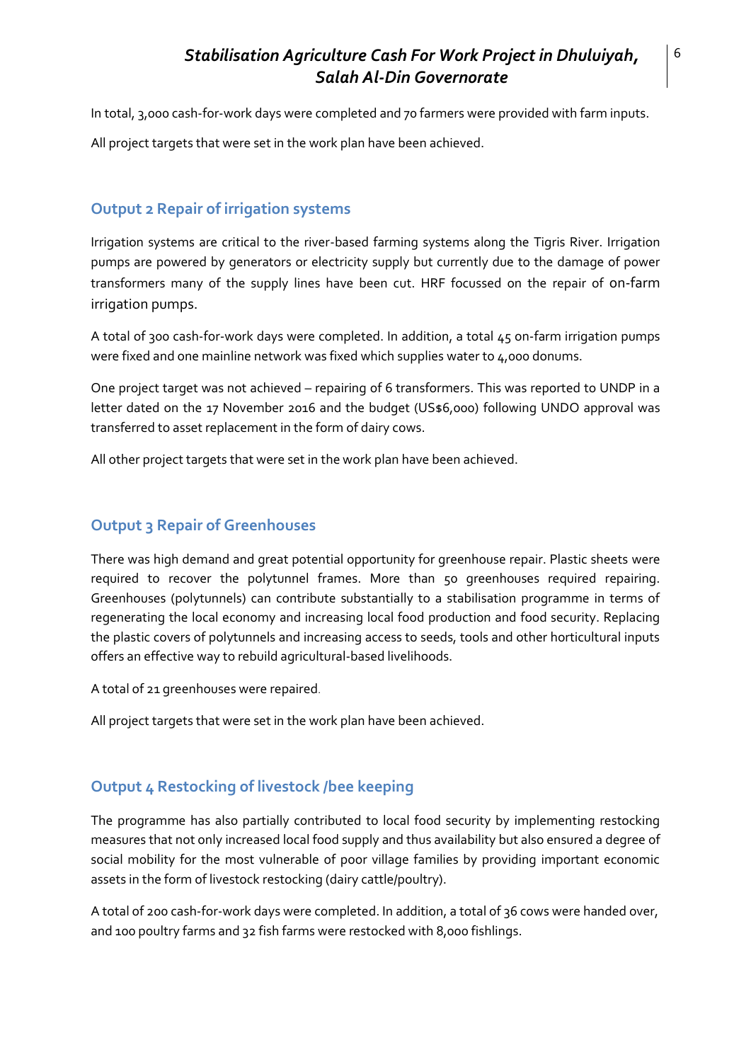In total, 3,000 cash-for-work days were completed and 70 farmers were provided with farm inputs.

All project targets that were set in the work plan have been achieved.

## Output 2 Repair of irrigation systems

Irrigation systems are critical to the river-based farming systems along the Tigris River. Irrigation pumps are powered by generators or electricity supply but currently due to the damage of power transformers many of the supply lines have been cut. HRF focussed on the repair of on-farm irrigation pumps.

A total of 300 cash-for-work days were completed. In addition, a total 45 on-farm irrigation pumps were fixed and one mainline network was fixed which supplies water to 4,000 donums.

One project target was not achieved – repairing of 6 transformers. This was reported to UNDP in a letter dated on the 17 November 2016 and the budget (US$6,000) following UNDO approval was transferred to asset replacement in the form of dairy cows.

All other project targets that were set in the work plan have been achieved.

## Output 3 Repair of Greenhouses

There was high demand and great potential opportunity for greenhouse repair. Plastic sheets were required to recover the polytunnel frames. More than 50 greenhouses required repairing. Greenhouses (polytunnels) can contribute substantially to a stabilisation programme in terms of regenerating the local economy and increasing local food production and food security. Replacing the plastic covers of polytunnels and increasing access to seeds, tools and other horticultural inputs offers an effective way to rebuild agricultural-based livelihoods.

A total of 21 greenhouses were repaired.

All project targets that were set in the work plan have been achieved.

## Output 4 Restocking of livestock /bee keeping

The programme has also partially contributed to local food security by implementing restocking measures that not only increased local food supply and thus availability but also ensured a degree of social mobility for the most vulnerable of poor village families by providing important economic assets in the form of livestock restocking (dairy cattle/poultry).

A total of 200 cash-for-work days were completed. In addition, a total of 36 cows were handed over, and 100 poultry farms and 32 fish farms were restocked with 8,000 fishlings.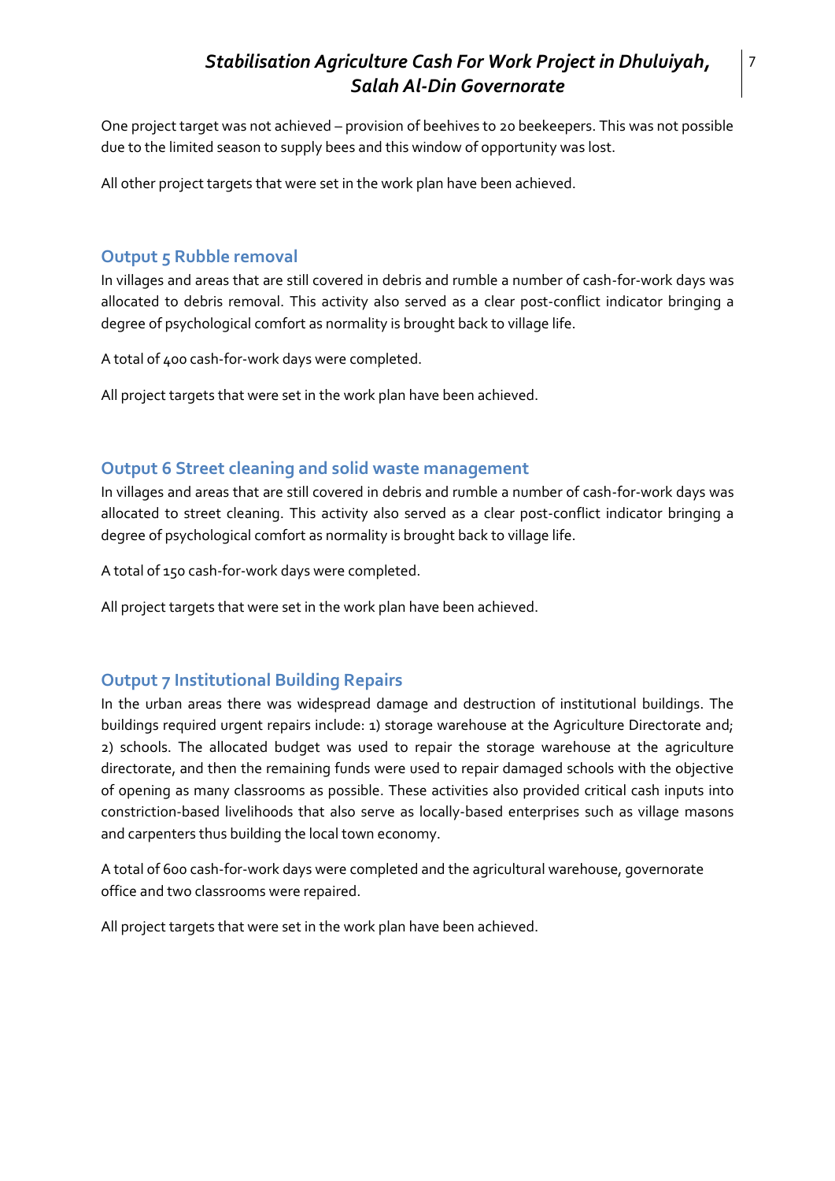One project target was not achieved – provision of beehives to 20 beekeepers. This was not possible due to the limited season to supply bees and this window of opportunity was lost.

All other project targets that were set in the work plan have been achieved.

## Output 5 Rubble removal

In villages and areas that are still covered in debris and rumble a number of cash-for-work days was allocated to debris removal. This activity also served as a clear post-conflict indicator bringing a degree of psychological comfort as normality is brought back to village life.

A total of 400 cash-for-work days were completed.

All project targets that were set in the work plan have been achieved.

## Output 6 Street cleaning and solid waste management

In villages and areas that are still covered in debris and rumble a number of cash-for-work days was allocated to street cleaning. This activity also served as a clear post-conflict indicator bringing a degree of psychological comfort as normality is brought back to village life.

A total of 150 cash-for-work days were completed.

All project targets that were set in the work plan have been achieved.

## Output 7 Institutional Building Repairs

In the urban areas there was widespread damage and destruction of institutional buildings. The buildings required urgent repairs include: 1) storage warehouse at the Agriculture Directorate and; 2) schools. The allocated budget was used to repair the storage warehouse at the agriculture directorate, and then the remaining funds were used to repair damaged schools with the objective of opening as many classrooms as possible. These activities also provided critical cash inputs into constriction-based livelihoods that also serve as locally-based enterprises such as village masons and carpenters thus building the local town economy.

A total of 600 cash-for-work days were completed and the agricultural warehouse, governorate office and two classrooms were repaired.

All project targets that were set in the work plan have been achieved.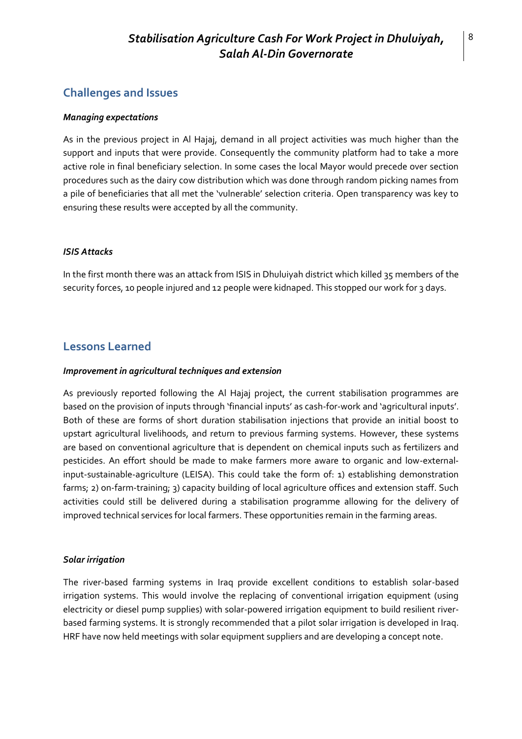## Challenges and Issues

### *Managing expectations*

As in the previous project in Al Hajaj, demand in all project activities was much higher than the support and inputs that were provide. Consequently the community platform had to take a more active role in final beneficiary selection. In some cases the local Mayor would precede over section procedures such as the dairy cow distribution which was done through random picking names from a pile of beneficiaries that all met the 'vulnerable' selection criteria. Open transparency was key to ensuring these results were accepted by all the community.

### *ISIS Attacks*

In the first month there was an attack from ISIS in Dhuluiyah district which killed 35 members of the security forces, 10 people injured and 12 people were kidnaped. This stopped our work for 3 days.

## Lessons Learned

### *Improvement in agricultural techniques and extension*

As previously reported following the Al Hajaj project, the current stabilisation programmes are based on the provision of inputs through 'financial inputs' as cash-for-work and 'agricultural inputs'. Both of these are forms of short duration stabilisation injections that provide an initial boost to upstart agricultural livelihoods, and return to previous farming systems. However, these systems are based on conventional agriculture that is dependent on chemical inputs such as fertilizers and pesticides. An effort should be made to make farmers more aware to organic and low-external-input-sustainable-agriculture (LEISA). This could take the form of: 1) establishing demonstration farms; 2) on-farm-training; 3) capacity building of local agriculture offices and extension staff. Such activities could still be delivered during a stabilisation programme allowing for the delivery of improved technical services for local farmers. These opportunities remain in the farming areas.

### *Solar irrigation*

The river-based farming systems in Iraq provide excellent conditions to establish solar-based irrigation systems. This would involve the replacing of conventional irrigation equipment (using electricity or diesel pump supplies) with solar-powered irrigation equipment to build resilient river-based farming systems. It is strongly recommended that a pilot solar irrigation is developed in Iraq. HRF have now held meetings with solar equipment suppliers and are developing a concept note.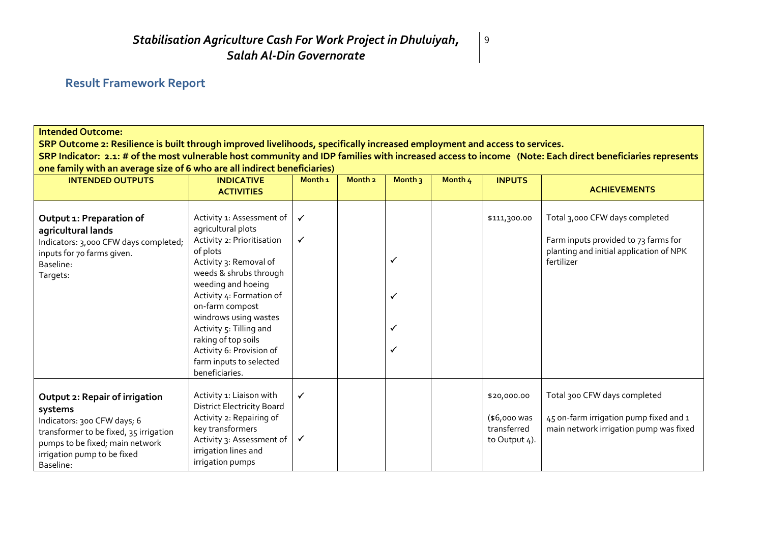## Result Framework Report

| **Intended Outcome:**<br>**SRP Outcome 2: Resilience is built through improved livelihoods, specifically increased employment and access to services.**<br>**SRP Indicator: 2.1: # of the most vulnerable host community and IDP families with increased access to income (Note: Each direct beneficiaries represents one family with an average size of 6 who are all indirect beneficiaries)** | | | | | | | |
|---|---|---|---|---|---|---|---|
| **INTENDED OUTPUTS** | **INDICATIVE ACTIVITIES** | **Month 1** | **Month 2** | **Month 3** | **Month 4** | **INPUTS** | **ACHIEVEMENTS** |
| **Output 1: Preparation of agricultural lands**<br>Indicators: 3,000 CFW days completed; inputs for 70 farms given.<br>Baseline:<br>Targets: | Activity 1: Assessment of agricultural plots<br>Activity 2: Prioritisation of plots<br>Activity 3: Removal of weeds & shrubs through weeding and hoeing<br>Activity 4: Formation of on-farm compost windrows using wastes<br>Activity 5: Tilling and raking of top soils<br>Activity 6: Provision of farm inputs to selected beneficiaries. | ✓<br>✓ | | ✓<br>✓<br>✓<br>✓ | | $111,300.00 | Total 3,000 CFW days completed<br><br>Farm inputs provided to 73 farms for planting and initial application of NPK fertilizer |
| **Output 2: Repair of irrigation systems**<br>Indicators: 300 CFW days; 6 transformer to be fixed, 35 irrigation pumps to be fixed; main network irrigation pump to be fixed<br>Baseline: | Activity 1: Liaison with District Electricity Board<br>Activity 2: Repairing of key transformers<br>Activity 3: Assessment of irrigation lines and irrigation pumps | ✓<br>✓ | | | | $20,000.00<br><br>($6,000 was transferred to Output 4). | Total 300 CFW days completed<br><br>45 on-farm irrigation pump fixed and 1 main network irrigation pump was fixed |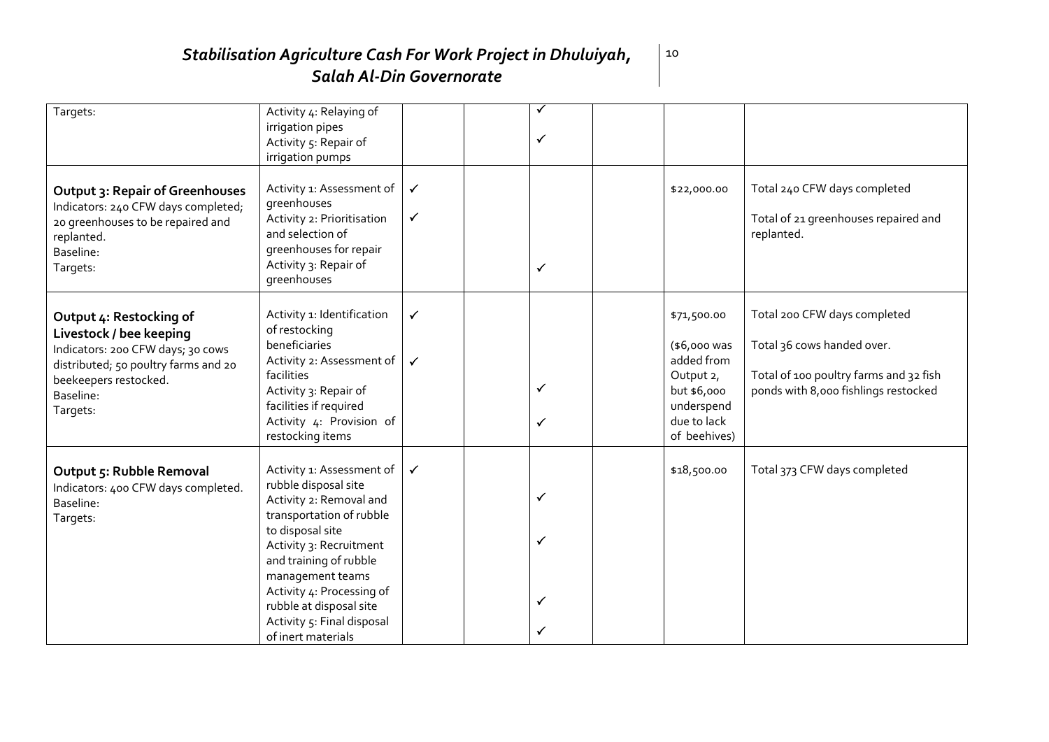| Targets: | Activity 4: Relaying of irrigation pipes<br>Activity 5: Repair of irrigation pumps | | | ✓<br>✓ | | | |
|---|---|---|---|---|---|---|---|
| **Output 3: Repair of Greenhouses**<br>Indicators: 240 CFW days completed; 20 greenhouses to be repaired and replanted.<br>Baseline:<br>Targets: | Activity 1: Assessment of greenhouses<br>Activity 2: Prioritisation and selection of greenhouses for repair<br>Activity 3: Repair of greenhouses | ✓<br>✓ | | ✓ | | $22,000.00 | Total 240 CFW days completed<br><br>Total of 21 greenhouses repaired and replanted. |
| **Output 4: Restocking of Livestock / bee keeping**<br>Indicators: 200 CFW days; 30 cows distributed; 50 poultry farms and 20 beekeepers restocked.<br>Baseline:<br>Targets: | Activity 1: Identification of restocking beneficiaries<br>Activity 2: Assessment of facilities<br>Activity 3: Repair of facilities if required<br>Activity 4: Provision of restocking items | ✓<br>✓ | | ✓<br>✓ | | $71,500.00<br><br>($6,000 was added from Output 2, but $6,000 underspend due to lack of beehives) | Total 200 CFW days completed<br><br>Total 36 cows handed over.<br><br>Total of 100 poultry farms and 32 fish ponds with 8,000 fishlings restocked |
| **Output 5: Rubble Removal**<br>Indicators: 400 CFW days completed.<br>Baseline:<br>Targets: | Activity 1: Assessment of rubble disposal site<br>Activity 2: Removal and transportation of rubble to disposal site<br>Activity 3: Recruitment and training of rubble management teams<br>Activity 4: Processing of rubble at disposal site<br>Activity 5: Final disposal of inert materials | ✓ | | ✓<br>✓<br>✓<br>✓ | | $18,500.00 | Total 373 CFW days completed |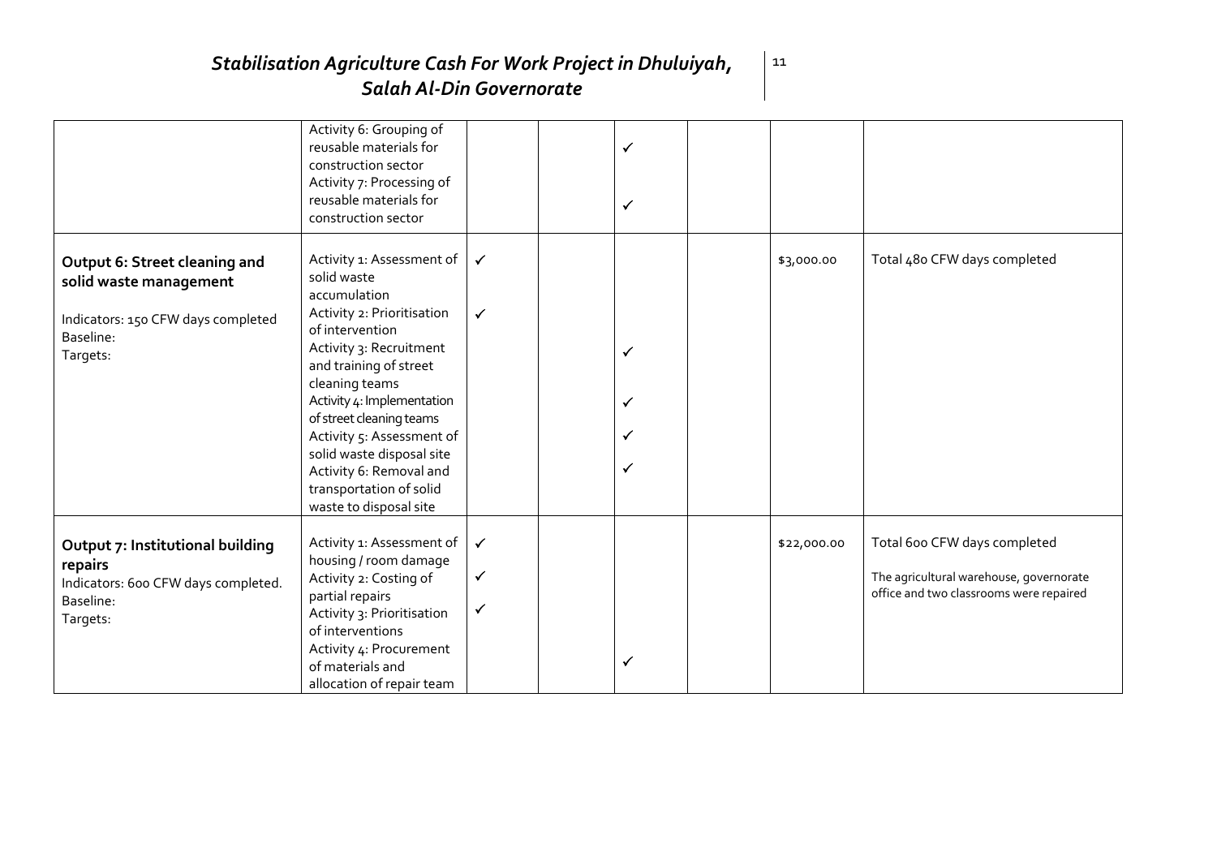| | | | | | | | |
|---|---|---|---|---|---|---|---|
| | Activity 6: Grouping of reusable materials for construction sector<br>Activity 7: Processing of reusable materials for construction sector | | | ✓<br>✓ | | | |
| **Output 6: Street cleaning and solid waste management**<br><br>Indicators: 150 CFW days completed<br>Baseline:<br>Targets: | Activity 1: Assessment of solid waste accumulation<br>Activity 2: Prioritisation of intervention<br>Activity 3: Recruitment and training of street cleaning teams<br>Activity 4: Implementation of street cleaning teams<br>Activity 5: Assessment of solid waste disposal site<br>Activity 6: Removal and transportation of solid waste to disposal site | ✓<br>✓ | | ✓<br>✓<br>✓<br>✓ | | $3,000.00 | Total 480 CFW days completed |
| **Output 7: Institutional building repairs**<br>Indicators: 600 CFW days completed.<br>Baseline:<br>Targets: | Activity 1: Assessment of housing / room damage<br>Activity 2: Costing of partial repairs<br>Activity 3: Prioritisation of interventions<br>Activity 4: Procurement of materials and allocation of repair team | ✓<br>✓<br>✓ | | ✓ | | $22,000.00 | Total 600 CFW days completed<br><br>The agricultural warehouse, governorate office and two classrooms were repaired |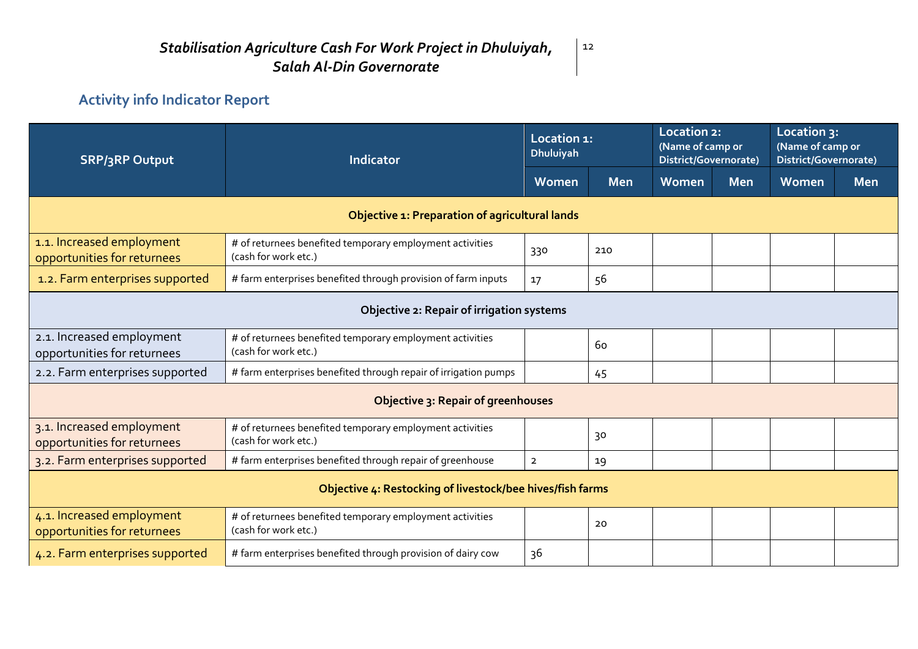## Activity info Indicator Report

| SRP/3RP Output | Indicator | Location 1: Dhuluiyah | | Location 2: (Name of camp or District/Governorate) | | Location 3: (Name of camp or District/Governorate) | |
|---|---|---|---|---|---|---|---|
| | | Women | Men | Women | Men | Women | Men |
| **Objective 1: Preparation of agricultural lands** | | | | | | | |
| 1.1. Increased employment opportunities for returnees | # of returnees benefited temporary employment activities (cash for work etc.) | 330 | 210 | | | | |
| 1.2. Farm enterprises supported | # farm enterprises benefited through provision of farm inputs | 17 | 56 | | | | |
| **Objective 2: Repair of irrigation systems** | | | | | | | |
| 2.1. Increased employment opportunities for returnees | # of returnees benefited temporary employment activities (cash for work etc.) | | 60 | | | | |
| 2.2. Farm enterprises supported | # farm enterprises benefited through repair of irrigation pumps | | 45 | | | | |
| **Objective 3: Repair of greenhouses** | | | | | | | |
| 3.1. Increased employment opportunities for returnees | # of returnees benefited temporary employment activities (cash for work etc.) | | 30 | | | | |
| 3.2. Farm enterprises supported | # farm enterprises benefited through repair of greenhouse | 2 | 19 | | | | |
| **Objective 4: Restocking of livestock/bee hives/fish farms** | | | | | | | |
| 4.1. Increased employment opportunities for returnees | # of returnees benefited temporary employment activities (cash for work etc.) | | 20 | | | | |
| 4.2. Farm enterprises supported | # farm enterprises benefited through provision of dairy cow | 36 | | | | | |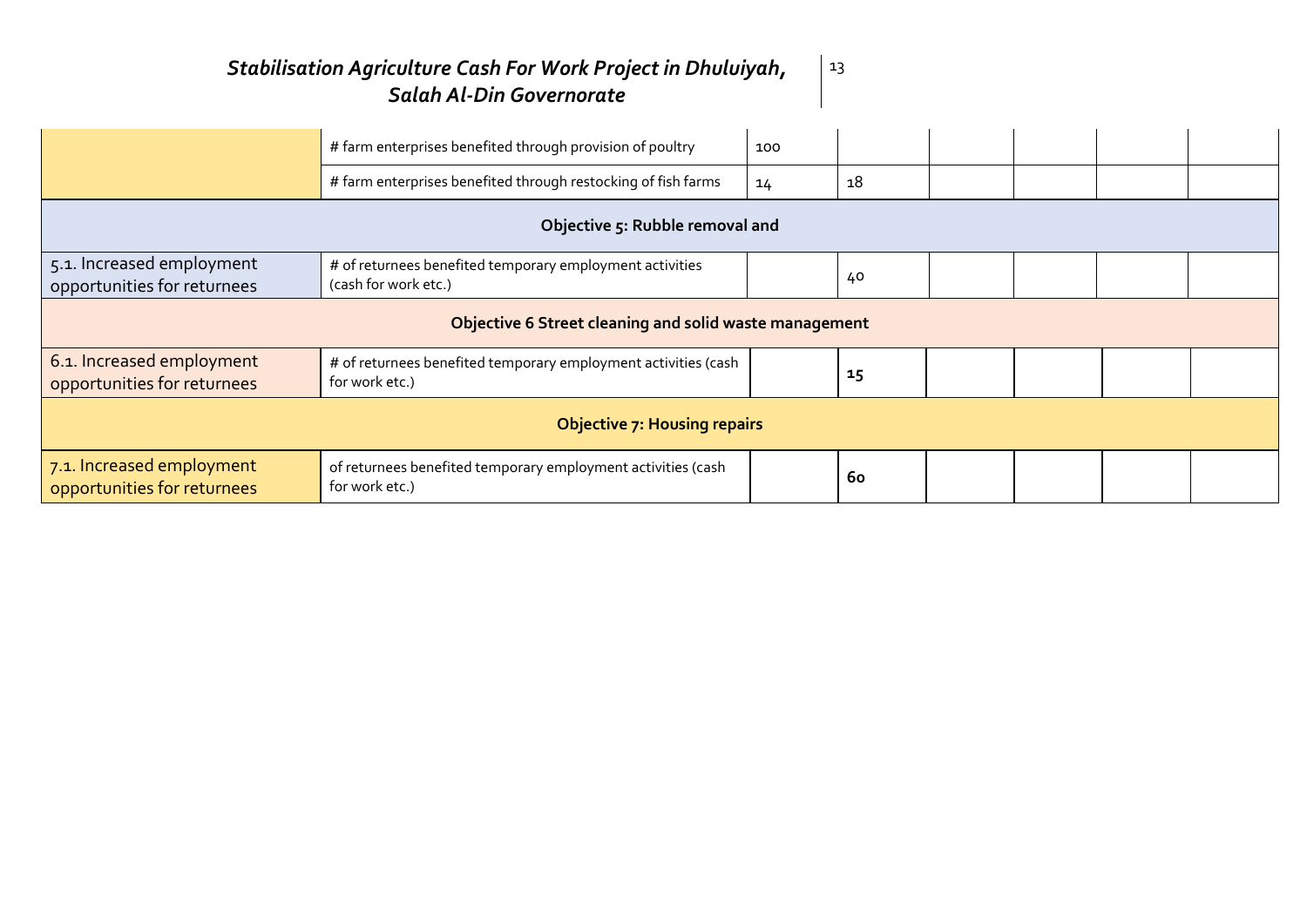| | | | | | | | |
|---|---|---|---|---|---|---|---|
| | # farm enterprises benefited through provision of poultry | 100 | | | | | |
| | # farm enterprises benefited through restocking of fish farms | 14 | 18 | | | | |
| **Objective 5: Rubble removal and** | | | | | | | |
| 5.1. Increased employment opportunities for returnees | # of returnees benefited temporary employment activities (cash for work etc.) | | 40 | | | | |
| **Objective 6 Street cleaning and solid waste management** | | | | | | | |
| 6.1. Increased employment opportunities for returnees | # of returnees benefited temporary employment activities (cash for work etc.) | | **15** | | | | |
| **Objective 7: Housing repairs** | | | | | | | |
| 7.1. Increased employment opportunities for returnees | of returnees benefited temporary employment activities (cash for work etc.) | | **60** | | | | |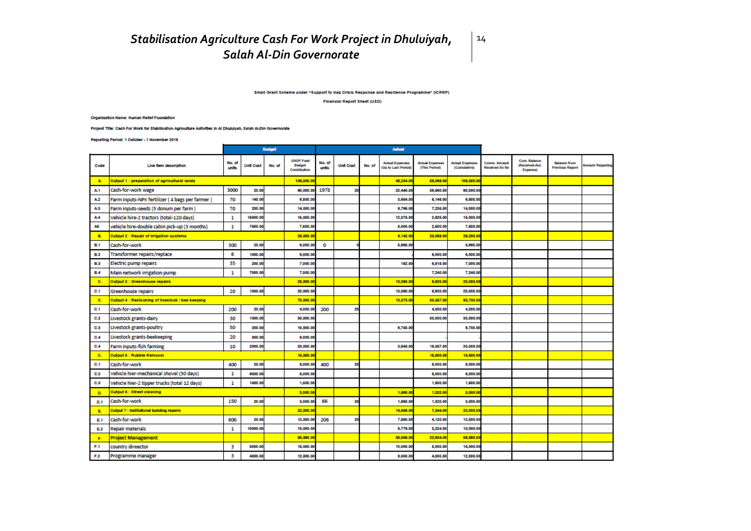Small Grant Scheme under "Support to Iraq Crisis Response and Resilience Programme" (ICRRP)

Financial Report Sheet (USD)

Organization Name: Human Relief Foundation

Project Title: Cash For Work for Stabilisation Agriculture Activities in Al Dhuluiyah, Salah Al-Din Governorate

Reporting Period: 1 October - 1 November 2016

| | | Budget | | | | Actual | | | | | | | | | |
|---|---|---|---|---|---|---|---|---|---|---|---|---|---|---|---|
| Code | Line item description | No. of units | Unit Cost | No. of | UNDP Fund Budget Contribution | No. of units | Unit Cost | No. of | Actual Expenses (Up to Last Period) | Actual Expenses (This Period) | Actual Expenses (Cumulative) | Cumm. Amount Received So far | Cum. Balance (Received-Act. Expense) | Balance from Previous Report | Amount Requesting |
| A. | Output 1 : preparation of agricultural lands | | | | 106,300.00 | | | | 48,234.00 | 58,066.00 | 106,300.00 | | | | |
| A.1 | Cash-for-work wage | 3000 | 20.00 | | 60,000.00 | 1978 | 20 | | 20,440.00 | 39,560.00 | 60,000.00 | | | | |
| A.2 | Farm inputs-NPK fertilizer ( 4 bags per farmer ) | 70 | 140.00 | | 9,800.00 | | | | 3,654.00 | 6,146.00 | 9,800.00 | | | | |
| A.3 | Farm inputs-seeds (5 donum per farm ) | 70 | 200.00 | | 14,000.00 | | | | 6,765.00 | 7,235.00 | 14,000.00 | | | | |
| A.4 | Vehicle hire-2 tractors (total-120 days) | 1 | 15000.00 | | 15,000.00 | | | | 12,375.00 | 2,625.00 | 15,000.00 | | | | |
| A5 | vehicle hire-double cabin pick-up (3 months) | 1 | 7500.00 | | 7,500.00 | | | | 5,000.00 | 2,500.00 | 7,500.00 | | | | |
| B. | Output 2 : Repair of irrigation systems | | | | 26,000.00 | | | | 6,142.00 | 20,058.00 | 26,200.00 | | | | |
| B.1 | Cash-for-work | 300 | 20.00 | | 6,000.00 | 0 | 0 | | 5,960.00 | | 5,960.00 | | | | |
| B.2 | Transformer repairs/replace | 6 | 1000.00 | | 6,000.00 | | | | | 6,000.00 | 6,000.00 | | | | |
| B.3 | Electric pump repairs | 35 | 200.00 | | 7,000.00 | | | | 182.00 | 6,818.00 | 7,000.00 | | | | |
| B.4 | Main network irrigation pump | 1 | 7000.00 | | 7,000.00 | | | | | 7,240.00 | 7,240.00 | | | | |
| C. | Output 3 : Greenhouse repairs | | | | 20,000.00 | | | | 13,080.00 | 6,920.00 | 20,000.00 | | | | |
| C.1 | Greenhouse repairs | 20 | 1000.00 | | 20,000.00 | | | | 13,080.00 | 6,920.00 | 20,000.00 | | | | |
| C. | Output 4 : Restocking of livestock / bee keeping | | | | 70,000.00 | | | | 13,373.00 | 50,357.00 | 63,730.00 | | | | |
| C.1 | Cash-for-work | 200 | 20.00 | | 4,000.00 | 200 | 20 | | | 4,000.00 | 4,000.00 | | | | |
| C.2 | Livestock grants-dairy | 30 | 1000.00 | | 30,000.00 | | | | | 30,000.00 | 30,000.00 | | | | |
| C.3 | Livestock grants-poultry | 50 | 200.00 | | 10,000.00 | | | | 9,730.00 | | 9,730.00 | | | | |
| C.4 | Livestock grants-beekeeping | 20 | 300.00 | | 6,000.00 | | | | | - | | | | | |
| C.4 | Farm inputs-fish farming | 10 | 2000.00 | | 20,000.00 | | | | 3,643.00 | 16,357.00 | 20,000.00 | | | | |
| C. | Output 5 : Rubble Removal | | | | 15,500.00 | | | | | 15,500.00 | 15,500.00 | | | | |
| C.1 | Cash-for-work | 400 | 20.00 | | 8,000.00 | 400 | 20 | | | 8,000.00 | 8,000.00 | | | | |
| C.2 | Vehicle hier-mechanical shovel (30 days) | 1 | 6000.00 | | 6,000.00 | | | | | 6,000.00 | 6,000.00 | | | | |
| C.3 | Vehicle hier-2 tipper trucks (total 12 days) | 1 | 1500.00 | | 1,500.00 | | | | | 1,500.00 | 1,500.00 | | | | |
| D. | Output 6 : Street cleaning | | | | 3,000.00 | | | | 1,680.00 | 1,320.00 | 3,000.00 | | | | |
| D.1 | Cash-for-work | 150 | 20.00 | | 3,000.00 | 66 | 20 | | 1,680.00 | 1,320.00 | 3,000.00 | | | | |
| E. | Output 7 : Institutional building repairs | | | | 22,000.00 | | | | 14,656.00 | 7,344.00 | 22,000.00 | | | | |
| E.1 | Cash-for-work | 600 | 20.00 | | 12,000.00 | 206 | 20 | | 7,880.00 | 4,120.00 | 12,000.00 | | | | |
| E.2 | Repair materials | 1 | 10000.00 | | 10,000.00 | | | | 6,776.00 | 3,224.00 | 10,000.00 | | | | |
| F. | Project Management | | | | 58,590.00 | | | | 35,656.00 | 22,934.00 | 58,590.00 | | | | |
| F.1 | country direector | 3 | 5000.00 | | 15,000.00 | | | | 10,000.00 | 5,000.00 | 15,000.00 | | | | |
| F.2 | Programme manager | 3 | 4000.00 | | 12,000.00 | | | | 8,000.00 | 4,000.00 | 12,000.00 | | | | |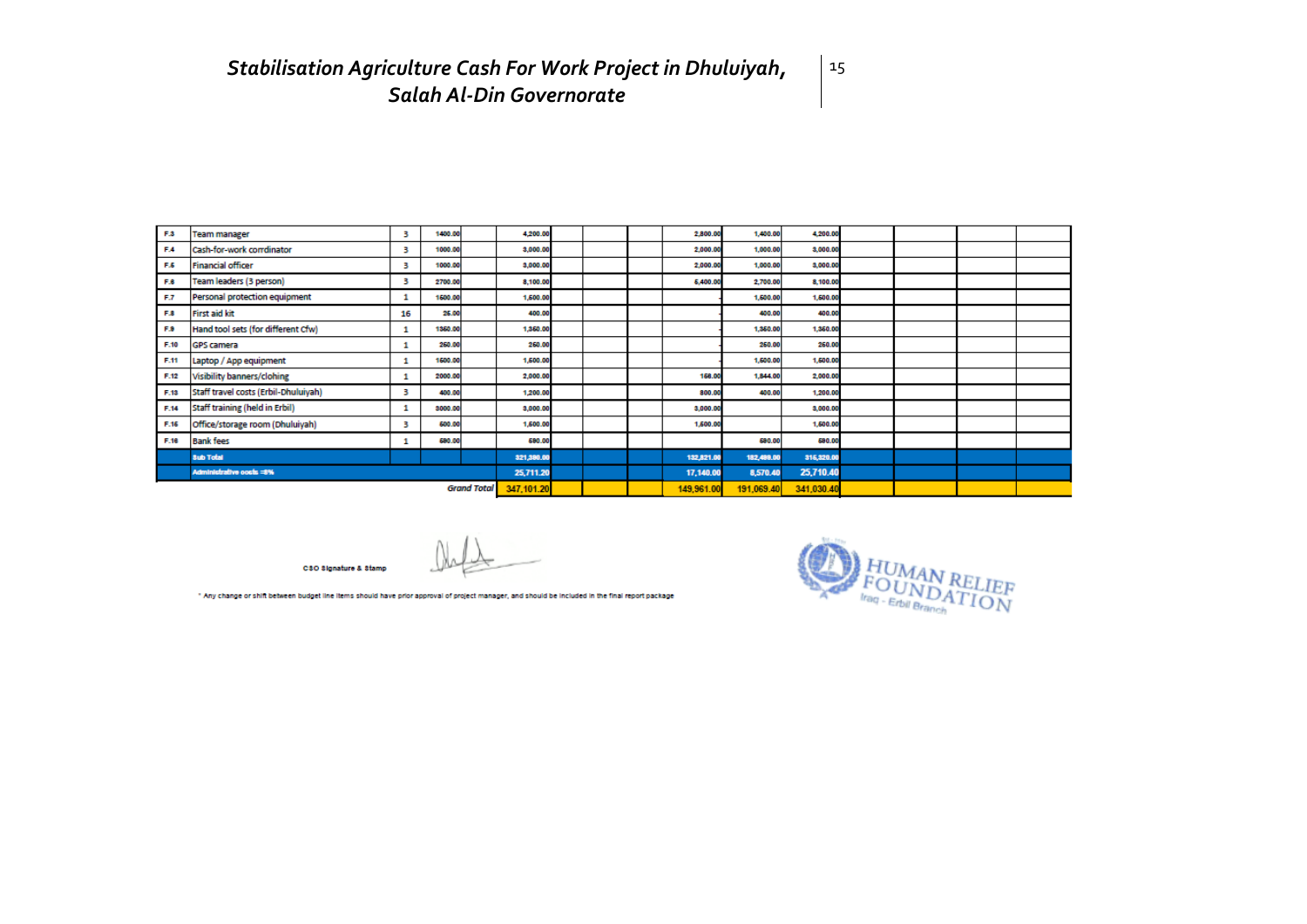| | | | | | | | | | | | | | | | |
|---|---|---|---|---|---|---|---|---|---|---|---|---|---|---|---|
| F.3 | Team manager | 3 | 1400.00 | | 4,200.00 | | | | 2,800.00 | 1,400.00 | 4,200.00 | | | | |
| F.4 | Cash-for-work corrdinator | 3 | 1000.00 | | 3,000.00 | | | | 2,000.00 | 1,000.00 | 3,000.00 | | | | |
| F.5 | Financial officer | 3 | 1000.00 | | 3,000.00 | | | | 2,000.00 | 1,000.00 | 3,000.00 | | | | |
| F.6 | Team leaders (3 person) | 3 | 2700.00 | | 8,100.00 | | | | 5,400.00 | 2,700.00 | 8,100.00 | | | | |
| F.7 | Personal protection equipment | 1 | 1500.00 | | 1,500.00 | | | | - | 1,500.00 | 1,500.00 | | | | |
| F.8 | First aid kit | 16 | 25.00 | | 400.00 | | | | | 400.00 | 400.00 | | | | |
| F.9 | Hand tool sets (for different Cfw) | 1 | 1350.00 | | 1,350.00 | | | | - | 1,350.00 | 1,350.00 | | | | |
| F.10 | GPS camera | 1 | 250.00 | | 250.00 | | | | | 250.00 | 250.00 | | | | |
| F.11 | Laptop / App equipment | 1 | 1500.00 | | 1,500.00 | | | | - | 1,500.00 | 1,500.00 | | | | |
| F.12 | Visibility banners/clohing | 1 | 2000.00 | | 2,000.00 | | | | 156.00 | 1,844.00 | 2,000.00 | | | | |
| F.13 | Staff travel costs (Erbil-Dhuluiyah) | 3 | 400.00 | | 1,200.00 | | | | 800.00 | 400.00 | 1,200.00 | | | | |
| F.14 | Staff training (held in Erbil) | 1 | 3000.00 | | 3,000.00 | | | | 3,000.00 | | 3,000.00 | | | | |
| F.15 | Office/storage room (Dhuluiyah) | 3 | 500.00 | | 1,500.00 | | | | 1,500.00 | | 1,500.00 | | | | |
| F.16 | Bank fees | 1 | 580.00 | | 580.00 | | | | | 580.00 | 580.00 | | | | |
| | **Sub Total** | | | | **321,390.00** | | | | **132,821.00** | **182,499.00** | **315,320.00** | | | | |
| | **Administrative costs =8%** | | | | **25,711.20** | | | | **17,140.00** | **8,570.40** | **25,710.40** | | | | |
| | | | | ***Grand Total*** | **347,101.20** | | | | **149,961.00** | **191,069.40** | **341,030.40** | | | | |

CSO Signature & Stamp

\* Any change or shift between budget line items should have prior approval of project manager, and should be included in the final report package

HUMAN RELIEF FOUNDATION
Iraq - Erbil Branch